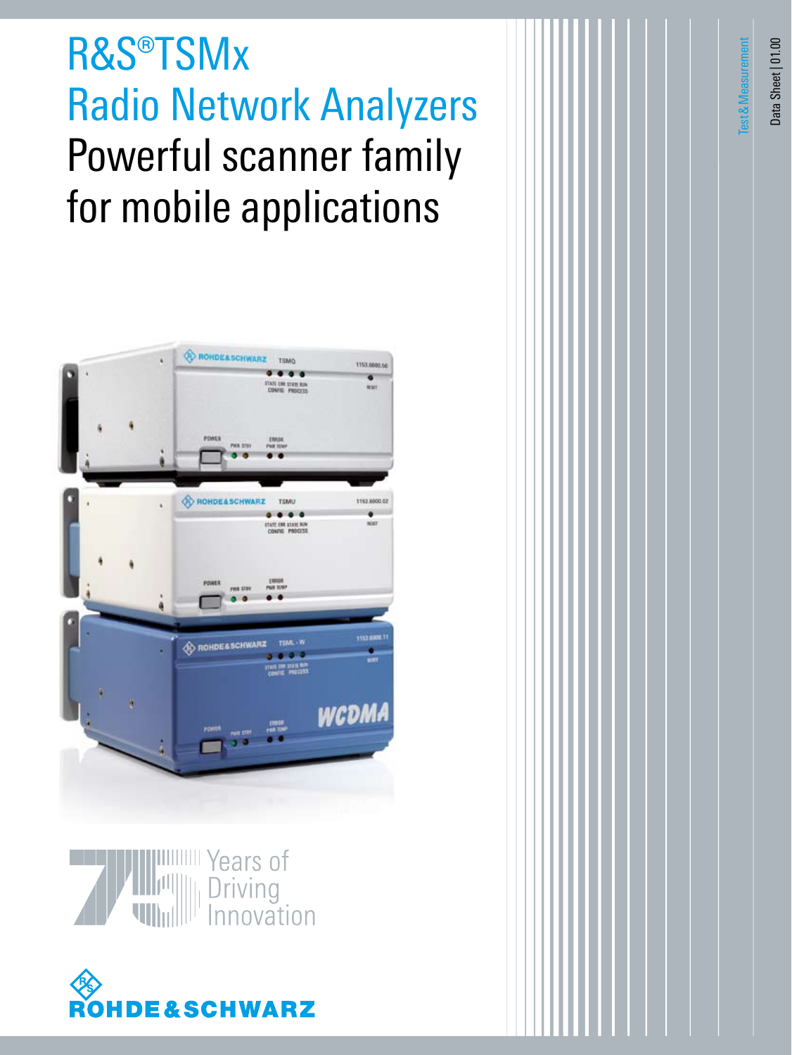# R&S®TSMx Radio Network Analyzers

## Powerful scanner family for mobile applications

Years of Driving Innovation

ROHDE&SCHWARZ

Test&Measurement

Data Sheet | 01.00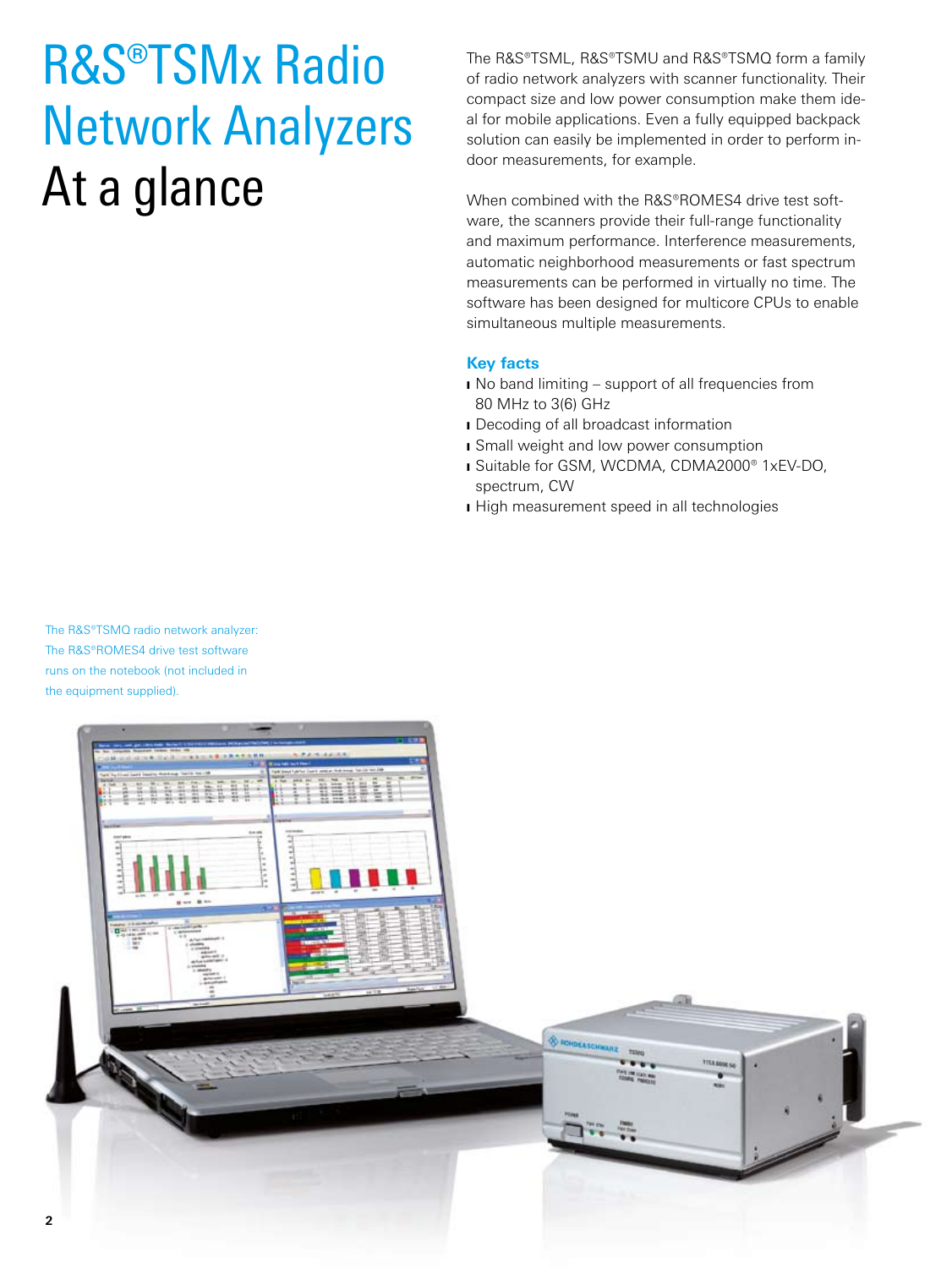# R&S®TSMx Radio Network Analyzers At a glance

The R&S®TSML, R&S®TSMU and R&S®TSMQ form a family of radio network analyzers with scanner functionality. Their compact size and low power consumption make them ideal for mobile applications. Even a fully equipped backpack solution can easily be implemented in order to perform indoor measurements, for example.

When combined with the R&S®ROMES4 drive test software, the scanners provide their full-range functionality and maximum performance. Interference measurements, automatic neighborhood measurements or fast spectrum measurements can be performed in virtually no time. The software has been designed for multicore CPUs to enable simultaneous multiple measurements.

### Key facts

- No band limiting – support of all frequencies from 80 MHz to 3(6) GHz
- Decoding of all broadcast information
- Small weight and low power consumption
- Suitable for GSM, WCDMA, CDMA2000® 1xEV-DO, spectrum, CW
- High measurement speed in all technologies

The R&S®TSMQ radio network analyzer: The R&S®ROMES4 drive test software runs on the notebook (not included in the equipment supplied).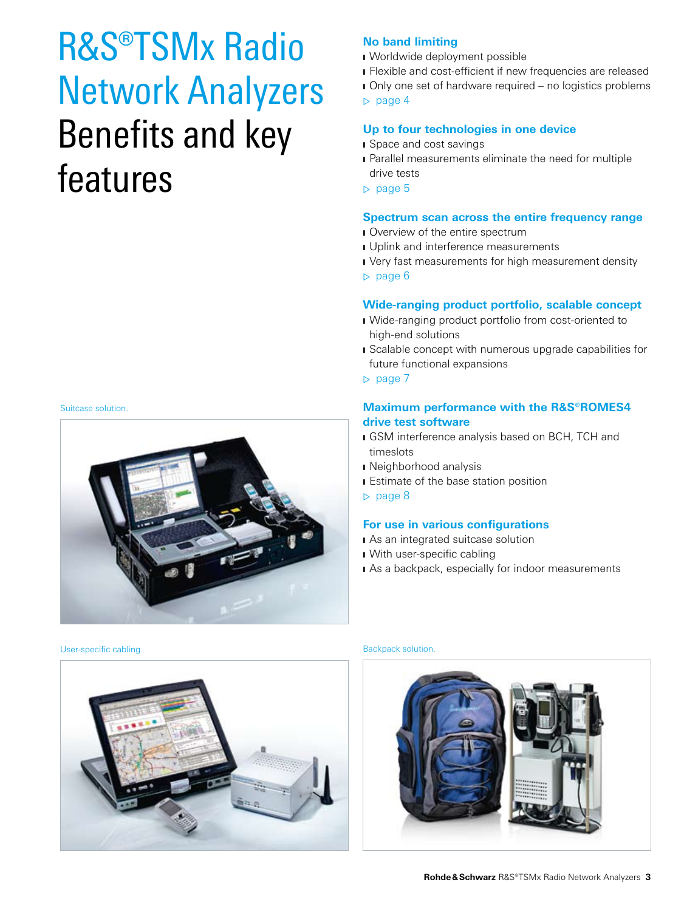# R&S®TSMx Radio Network Analyzers Benefits and key features

### No band limiting

- Worldwide deployment possible
- Flexible and cost-efficient if new frequencies are released
- Only one set of hardware required – no logistics problems

▷ page 4

### Up to four technologies in one device

- Space and cost savings
- Parallel measurements eliminate the need for multiple drive tests

▷ page 5

### Spectrum scan across the entire frequency range

- Overview of the entire spectrum
- Uplink and interference measurements
- Very fast measurements for high measurement density

▷ page 6

### Wide-ranging product portfolio, scalable concept

- Wide-ranging product portfolio from cost-oriented to high-end solutions
- Scalable concept with numerous upgrade capabilities for future functional expansions

▷ page 7

### Maximum performance with the R&S®ROMES4 drive test software

- GSM interference analysis based on BCH, TCH and timeslots
- Neighborhood analysis
- Estimate of the base station position

▷ page 8

### For use in various configurations

- As an integrated suitcase solution
- With user-specific cabling
- As a backpack, especially for indoor measurements

Suitcase solution.

User-specific cabling.

Backpack solution.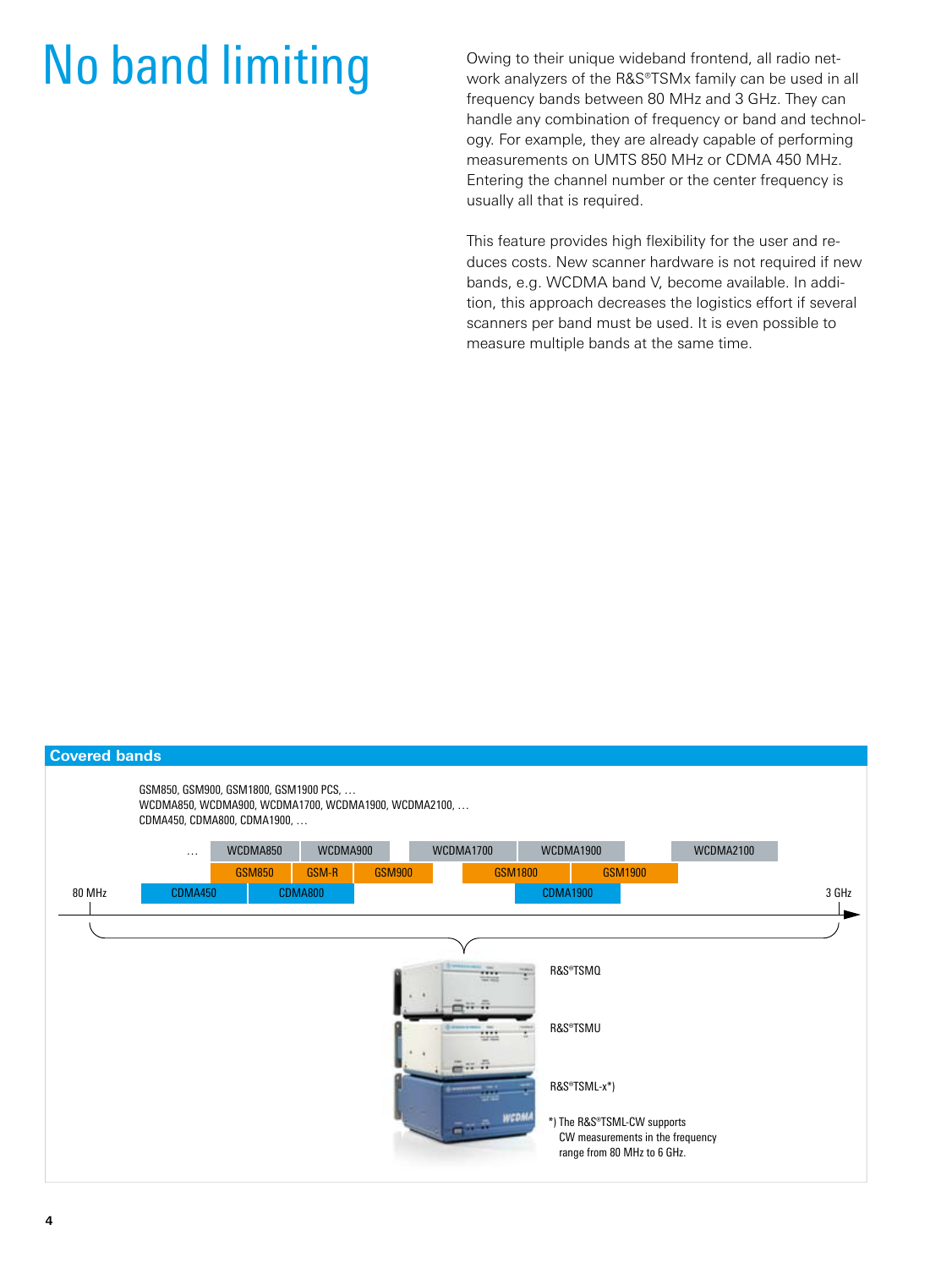# No band limiting

Owing to their unique wideband frontend, all radio network analyzers of the R&S®TSMx family can be used in all frequency bands between 80 MHz and 3 GHz. They can handle any combination of frequency or band and technology. For example, they are already capable of performing measurements on UMTS 850 MHz or CDMA 450 MHz. Entering the channel number or the center frequency is usually all that is required.

This feature provides high flexibility for the user and reduces costs. New scanner hardware is not required if new bands, e.g. WCDMA band V, become available. In addition, this approach decreases the logistics effort if several scanners per band must be used. It is even possible to measure multiple bands at the same time.

**Covered bands**

GSM850, GSM900, GSM1800, GSM1900 PCS, …
WCDMA850, WCDMA900, WCDMA1700, WCDMA1900, WCDMA2100, …
CDMA450, CDMA800, CDMA1900, …

… WCDMA850 | WCDMA900 | WCDMA1700 | WCDMA1900 | WCDMA2100

GSM850 | GSM-R | GSM900 | GSM1800 | GSM1900

80 MHz — CDMA450 | CDMA800 | CDMA1900 — 3 GHz

R&S®TSMQ

R&S®TSMU

R&S®TSML-x*)

*) The R&S®TSML-CW supports CW measurements in the frequency range from 80 MHz to 6 GHz.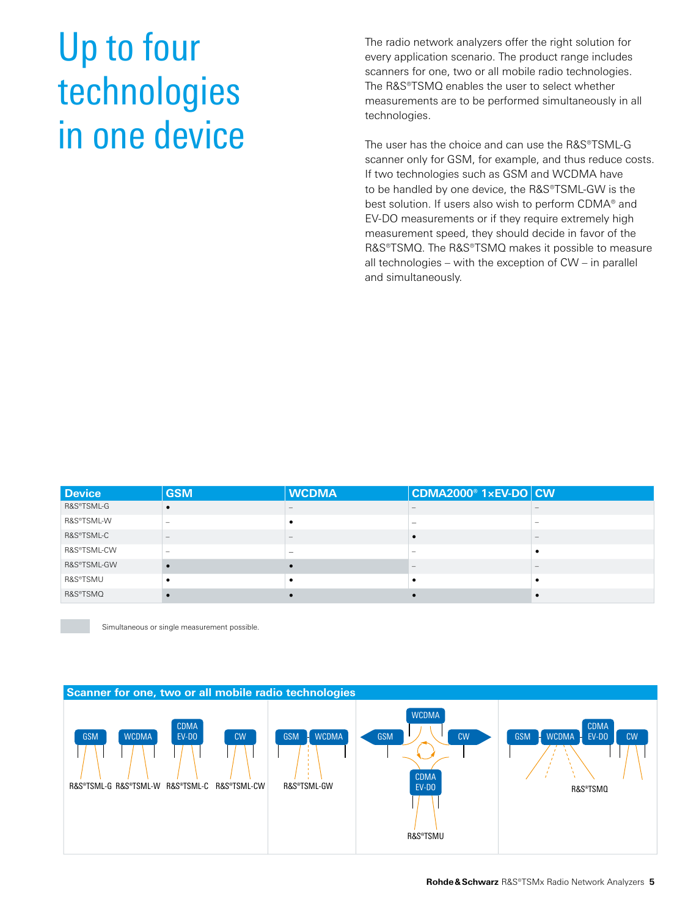# Up to four technologies in one device

The radio network analyzers offer the right solution for every application scenario. The product range includes scanners for one, two or all mobile radio technologies. The R&S®TSMQ enables the user to select whether measurements are to be performed simultaneously in all technologies.

The user has the choice and can use the R&S®TSML-G scanner only for GSM, for example, and thus reduce costs. If two technologies such as GSM and WCDMA have to be handled by one device, the R&S®TSML-GW is the best solution. If users also wish to perform CDMA® and EV-DO measurements or if they require extremely high measurement speed, they should decide in favor of the R&S®TSMQ. The R&S®TSMQ makes it possible to measure all technologies – with the exception of CW – in parallel and simultaneously.

| Device | GSM | WCDMA | CDMA2000® 1×EV-DO | CW |
|---|---|---|---|---|
| R&S®TSML-G | • | – | – | – |
| R&S®TSML-W | – | • | – | – |
| R&S®TSML-C | – | – | • | – |
| R&S®TSML-CW | – | – | – | • |
| R&S®TSML-GW | • | • | – | – |
| R&S®TSMU | • | • | • | • |
| R&S®TSMQ | • | • | • | • |

Simultaneous or single measurement possible.

**Scanner for one, two or all mobile radio technologies**

GSM WCDMA CDMA EV-DO CW
R&S®TSML-G R&S®TSML-W R&S®TSML-C R&S®TSML-CW

GSM WCDMA
R&S®TSML-GW

WCDMA GSM CW CDMA EV-DO
R&S®TSMU

GSM WCDMA CDMA EV-DO CW
R&S®TSMQ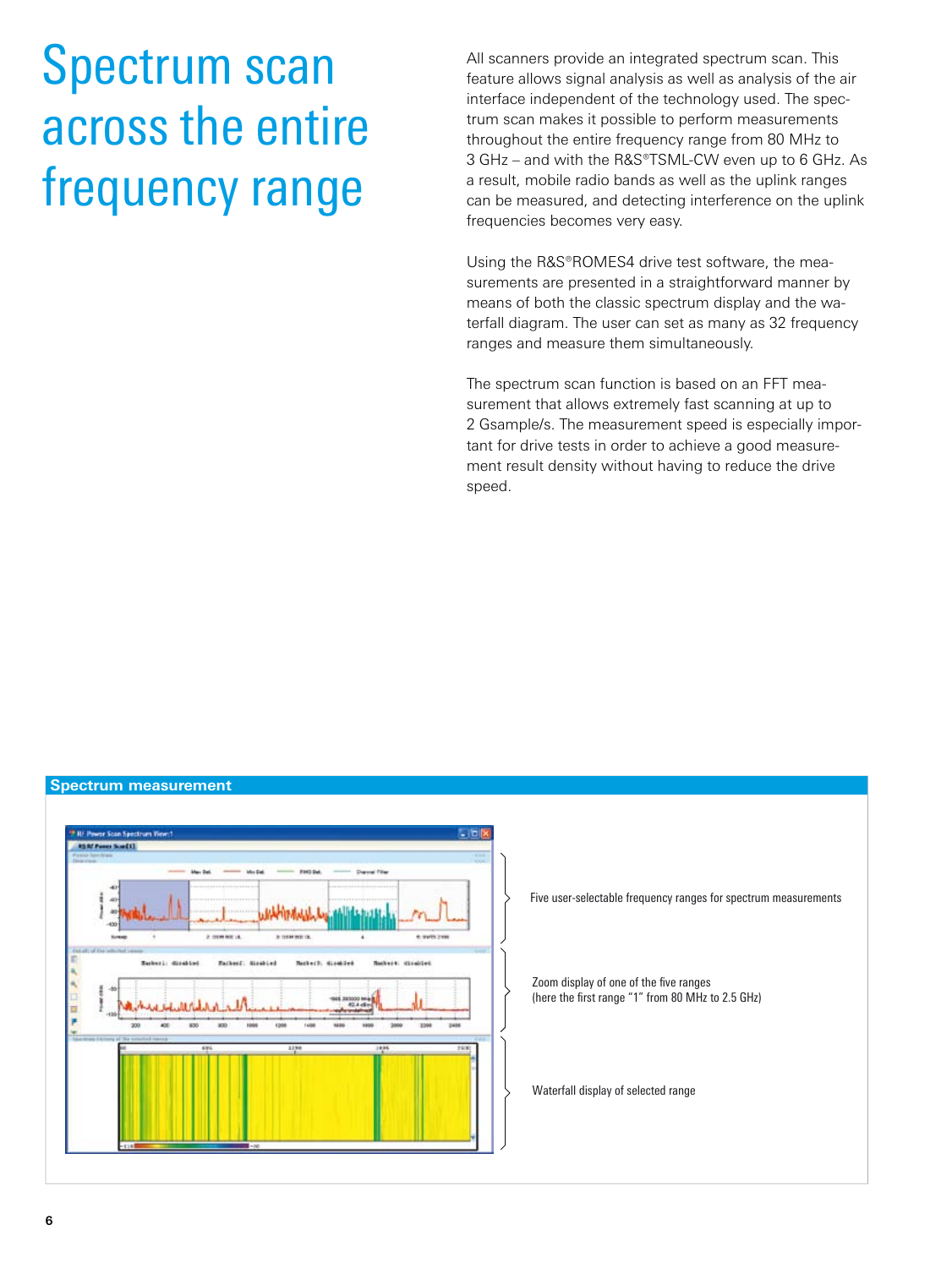# Spectrum scan across the entire frequency range

All scanners provide an integrated spectrum scan. This feature allows signal analysis as well as analysis of the air interface independent of the technology used. The spectrum scan makes it possible to perform measurements throughout the entire frequency range from 80 MHz to 3 GHz – and with the R&S®TSML-CW even up to 6 GHz. As a result, mobile radio bands as well as the uplink ranges can be measured, and detecting interference on the uplink frequencies becomes very easy.

Using the R&S®ROMES4 drive test software, the measurements are presented in a straightforward manner by means of both the classic spectrum display and the waterfall diagram. The user can set as many as 32 frequency ranges and measure them simultaneously.

The spectrum scan function is based on an FFT measurement that allows extremely fast scanning at up to 2 Gsample/s. The measurement speed is especially important for drive tests in order to achieve a good measurement result density without having to reduce the drive speed.

**Spectrum measurement**

Five user-selectable frequency ranges for spectrum measurements

Zoom display of one of the five ranges
(here the first range "1" from 80 MHz to 2.5 GHz)

Waterfall display of selected range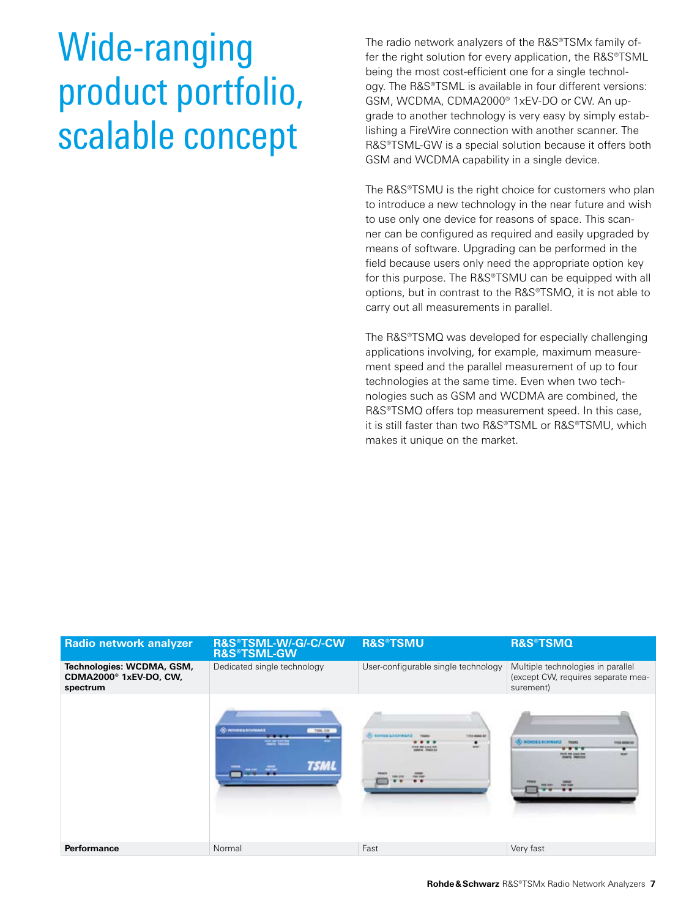# Wide-ranging product portfolio, scalable concept

The radio network analyzers of the R&S®TSMx family offer the right solution for every application, the R&S®TSML being the most cost-efficient one for a single technology. The R&S®TSML is available in four different versions: GSM, WCDMA, CDMA2000® 1xEV-DO or CW. An upgrade to another technology is very easy by simply establishing a FireWire connection with another scanner. The R&S®TSML-GW is a special solution because it offers both GSM and WCDMA capability in a single device.

The R&S®TSMU is the right choice for customers who plan to introduce a new technology in the near future and wish to use only one device for reasons of space. This scanner can be configured as required and easily upgraded by means of software. Upgrading can be performed in the field because users only need the appropriate option key for this purpose. The R&S®TSMU can be equipped with all options, but in contrast to the R&S®TSMQ, it is not able to carry out all measurements in parallel.

The R&S®TSMQ was developed for especially challenging applications involving, for example, maximum measurement speed and the parallel measurement of up to four technologies at the same time. Even when two technologies such as GSM and WCDMA are combined, the R&S®TSMQ offers top measurement speed. In this case, it is still faster than two R&S®TSML or R&S®TSMU, which makes it unique on the market.

| Radio network analyzer | R&S®TSML-W/-G/-C/-CW R&S®TSML-GW | R&S®TSMU | R&S®TSMQ |
|---|---|---|---|
| **Technologies: WCDMA, GSM, CDMA2000® 1xEV-DO, CW, spectrum** | Dedicated single technology | User-configurable single technology | Multiple technologies in parallel (except CW, requires separate measurement) |
| | | | |
| **Performance** | Normal | Fast | Very fast |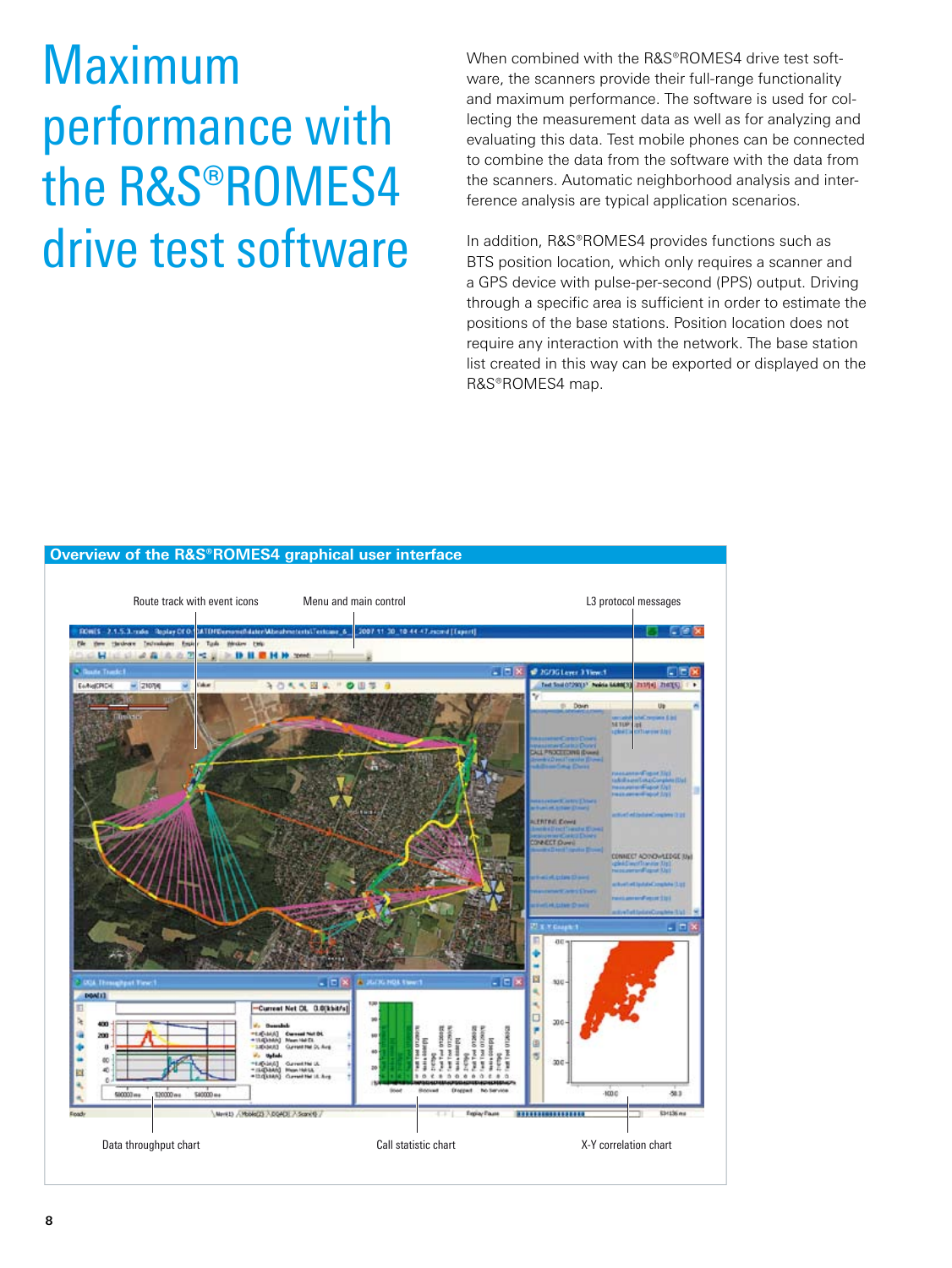# Maximum performance with the R&S®ROMES4 drive test software

When combined with the R&S®ROMES4 drive test software, the scanners provide their full-range functionality and maximum performance. The software is used for collecting the measurement data as well as for analyzing and evaluating this data. Test mobile phones can be connected to combine the data from the software with the data from the scanners. Automatic neighborhood analysis and interference analysis are typical application scenarios.

In addition, R&S®ROMES4 provides functions such as BTS position location, which only requires a scanner and a GPS device with pulse-per-second (PPS) output. Driving through a specific area is sufficient in order to estimate the positions of the base stations. Position location does not require any interaction with the network. The base station list created in this way can be exported or displayed on the R&S®ROMES4 map.

**Overview of the R&S®ROMES4 graphical user interface**

Route track with event icons

Menu and main control

L3 protocol messages

Data throughput chart

Call statistic chart

X-Y correlation chart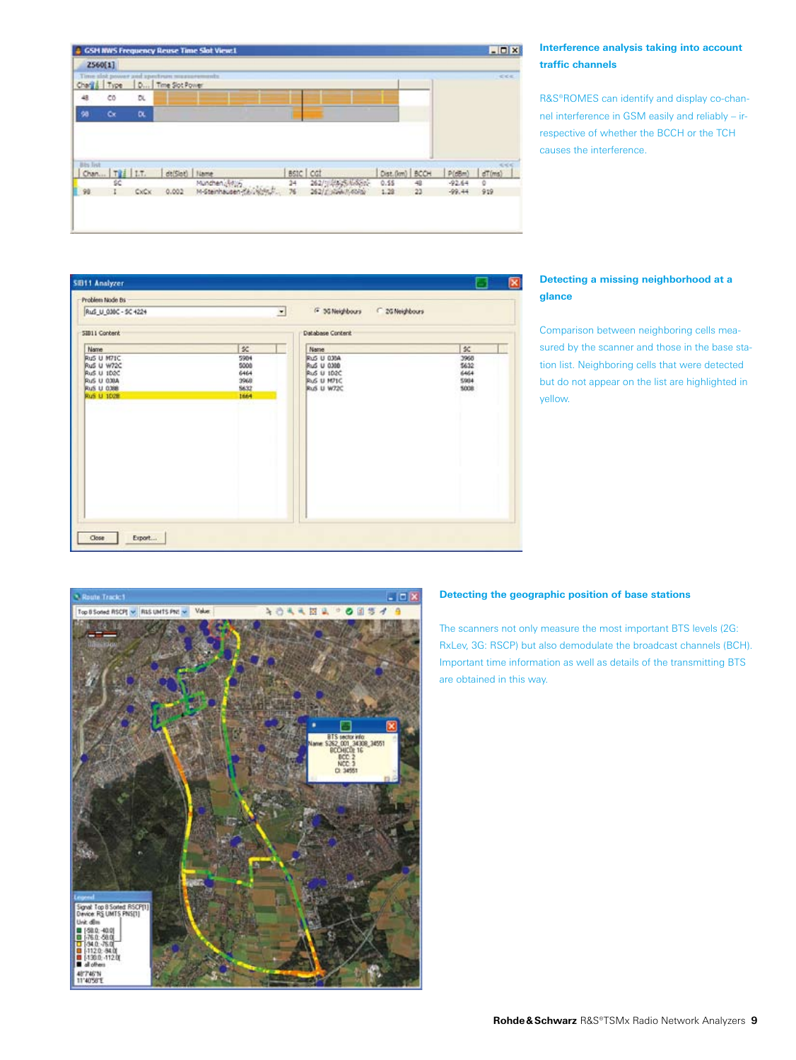### Interference analysis taking into account traffic channels

R&S®ROMES can identify and display co-channel interference in GSM easily and reliably – irrespective of whether the BCCH or the TCH causes the interference.

### Detecting a missing neighborhood at a glance

Comparison between neighboring cells measured by the scanner and those in the base station list. Neighboring cells that were detected but do not appear on the list are highlighted in yellow.

### Detecting the geographic position of base stations

The scanners not only measure the most important BTS levels (2G: RxLev, 3G: RSCP) but also demodulate the broadcast channels (BCH). Important time information as well as details of the transmitting BTS are obtained in this way.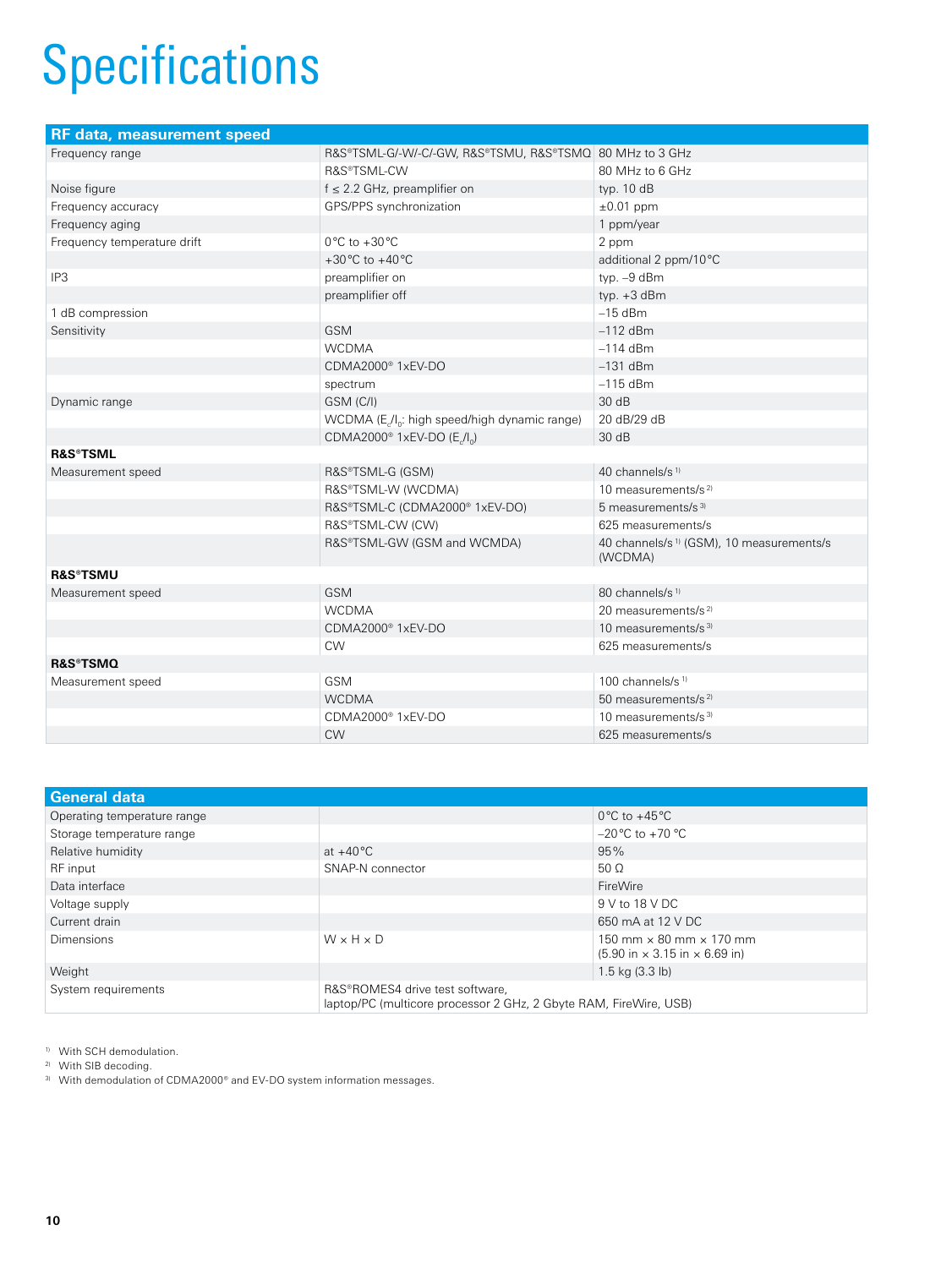# Specifications

| RF data, measurement speed | | |
|---|---|---|
| Frequency range | R&S®TSML-G/-W/-C/-GW, R&S®TSMU, R&S®TSMQ | 80 MHz to 3 GHz |
| | R&S®TSML-CW | 80 MHz to 6 GHz |
| Noise figure | f ≤ 2.2 GHz, preamplifier on | typ. 10 dB |
| Frequency accuracy | GPS/PPS synchronization | ±0.01 ppm |
| Frequency aging | | 1 ppm/year |
| Frequency temperature drift | 0°C to +30°C | 2 ppm |
| | +30°C to +40°C | additional 2 ppm/10°C |
| IP3 | preamplifier on | typ. –9 dBm |
| | preamplifier off | typ. +3 dBm |
| 1 dB compression | | –15 dBm |
| Sensitivity | GSM | –112 dBm |
| | WCDMA | –114 dBm |
| | CDMA2000® 1xEV-DO | –131 dBm |
| | spectrum | –115 dBm |
| Dynamic range | GSM (C/I) | 30 dB |
| | WCDMA ($E_c/I_0$: high speed/high dynamic range) | 20 dB/29 dB |
| | CDMA2000® 1xEV-DO ($E_c/I_0$) | 30 dB |
| **R&S®TSML** | | |
| Measurement speed | R&S®TSML-G (GSM) | 40 channels/s [1] |
| | R&S®TSML-W (WCDMA) | 10 measurements/s [2] |
| | R&S®TSML-C (CDMA2000® 1xEV-DO) | 5 measurements/s [3] |
| | R&S®TSML-CW (CW) | 625 measurements/s |
| | R&S®TSML-GW (GSM and WCMDA) | 40 channels/s [1] (GSM), 10 measurements/s (WCDMA) |
| **R&S®TSMU** | | |
| Measurement speed | GSM | 80 channels/s [1] |
| | WCDMA | 20 measurements/s [2] |
| | CDMA2000® 1xEV-DO | 10 measurements/s [3] |
| | CW | 625 measurements/s |
| **R&S®TSMQ** | | |
| Measurement speed | GSM | 100 channels/s [1] |
| | WCDMA | 50 measurements/s [2] |
| | CDMA2000® 1xEV-DO | 10 measurements/s [3] |
| | CW | 625 measurements/s |

| General data | | |
|---|---|---|
| Operating temperature range | | 0°C to +45°C |
| Storage temperature range | | –20°C to +70 °C |
| Relative humidity | at +40°C | 95% |
| RF input | SNAP-N connector | 50 Ω |
| Data interface | | FireWire |
| Voltage supply | | 9 V to 18 V DC |
| Current drain | | 650 mA at 12 V DC |
| Dimensions | W × H × D | 150 mm × 80 mm × 170 mm (5.90 in × 3.15 in × 6.69 in) |
| Weight | | 1.5 kg (3.3 lb) |
| System requirements | R&S®ROMES4 drive test software, laptop/PC (multicore processor 2 GHz, 2 Gbyte RAM, FireWire, USB) | |

[1] With SCH demodulation.
[2] With SIB decoding.
[3] With demodulation of CDMA2000® and EV-DO system information messages.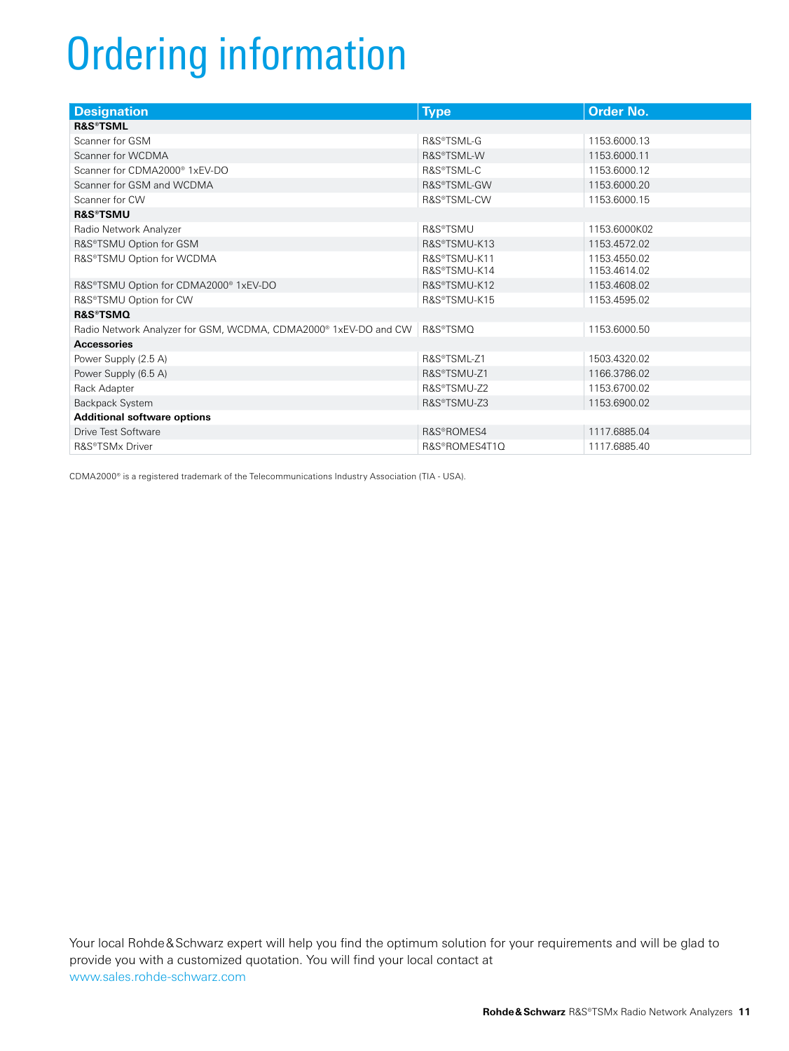# Ordering information

| Designation | Type | Order No. |
|---|---|---|
| **R&S®TSML** | | |
| Scanner for GSM | R&S®TSML-G | 1153.6000.13 |
| Scanner for WCDMA | R&S®TSML-W | 1153.6000.11 |
| Scanner for CDMA2000® 1xEV-DO | R&S®TSML-C | 1153.6000.12 |
| Scanner for GSM and WCDMA | R&S®TSML-GW | 1153.6000.20 |
| Scanner for CW | R&S®TSML-CW | 1153.6000.15 |
| **R&S®TSMU** | | |
| Radio Network Analyzer | R&S®TSMU | 1153.6000K02 |
| R&S®TSMU Option for GSM | R&S®TSMU-K13 | 1153.4572.02 |
| R&S®TSMU Option for WCDMA | R&S®TSMU-K11<br>R&S®TSMU-K14 | 1153.4550.02<br>1153.4614.02 |
| R&S®TSMU Option for CDMA2000® 1xEV-DO | R&S®TSMU-K12 | 1153.4608.02 |
| R&S®TSMU Option for CW | R&S®TSMU-K15 | 1153.4595.02 |
| **R&S®TSMQ** | | |
| Radio Network Analyzer for GSM, WCDMA, CDMA2000® 1xEV-DO and CW | R&S®TSMQ | 1153.6000.50 |
| **Accessories** | | |
| Power Supply (2.5 A) | R&S®TSML-Z1 | 1503.4320.02 |
| Power Supply (6.5 A) | R&S®TSMU-Z1 | 1166.3786.02 |
| Rack Adapter | R&S®TSMU-Z2 | 1153.6700.02 |
| Backpack System | R&S®TSMU-Z3 | 1153.6900.02 |
| **Additional software options** | | |
| Drive Test Software | R&S®ROMES4 | 1117.6885.04 |
| R&S®TSMx Driver | R&S®ROMES4T1Q | 1117.6885.40 |

CDMA2000® is a registered trademark of the Telecommunications Industry Association (TIA - USA).

Your local Rohde&Schwarz expert will help you find the optimum solution for your requirements and will be glad to provide you with a customized quotation. You will find your local contact at www.sales.rohde-schwarz.com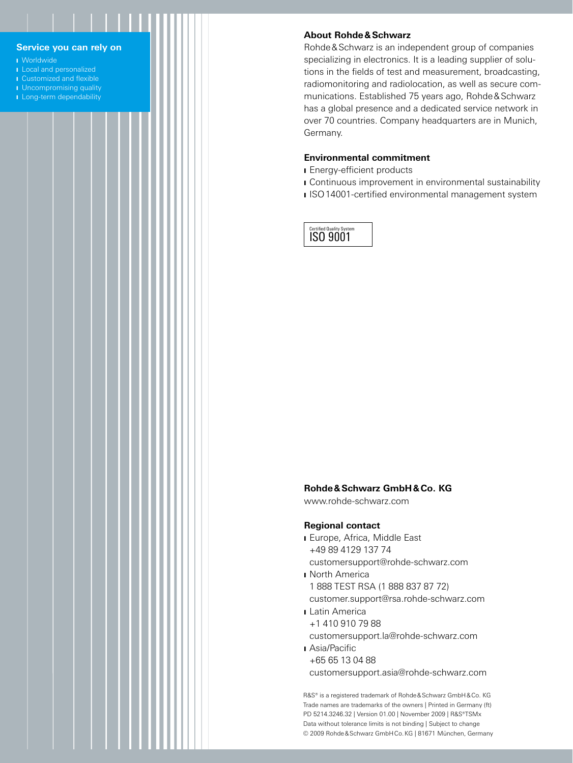### Service you can rely on

- Worldwide
- Local and personalized
- Customized and flexible
- Uncompromising quality
- Long-term dependability

### About Rohde & Schwarz

Rohde & Schwarz is an independent group of companies specializing in electronics. It is a leading supplier of solutions in the fields of test and measurement, broadcasting, radiomonitoring and radiolocation, as well as secure communications. Established 75 years ago, Rohde & Schwarz has a global presence and a dedicated service network in over 70 countries. Company headquarters are in Munich, Germany.

### Environmental commitment

- Energy-efficient products
- Continuous improvement in environmental sustainability
- ISO 14001-certified environmental management system

Certified Quality System
ISO 9001

### Rohde & Schwarz GmbH & Co. KG

www.rohde-schwarz.com

### Regional contact

- Europe, Africa, Middle East
  +49 89 4129 137 74
  customersupport@rohde-schwarz.com
- North America
  1 888 TEST RSA (1 888 837 87 72)
  customer.support@rsa.rohde-schwarz.com
- Latin America
  +1 410 910 79 88
  customersupport.la@rohde-schwarz.com
- Asia/Pacific
  +65 65 13 04 88
  customersupport.asia@rohde-schwarz.com

R&S® is a registered trademark of Rohde & Schwarz GmbH & Co. KG
Trade names are trademarks of the owners | Printed in Germany (ft)
PD 5214.3246.32 | Version 01.00 | November 2009 | R&S®TSMx
Data without tolerance limits is not binding | Subject to change
© 2009 Rohde & Schwarz GmbH Co. KG | 81671 München, Germany